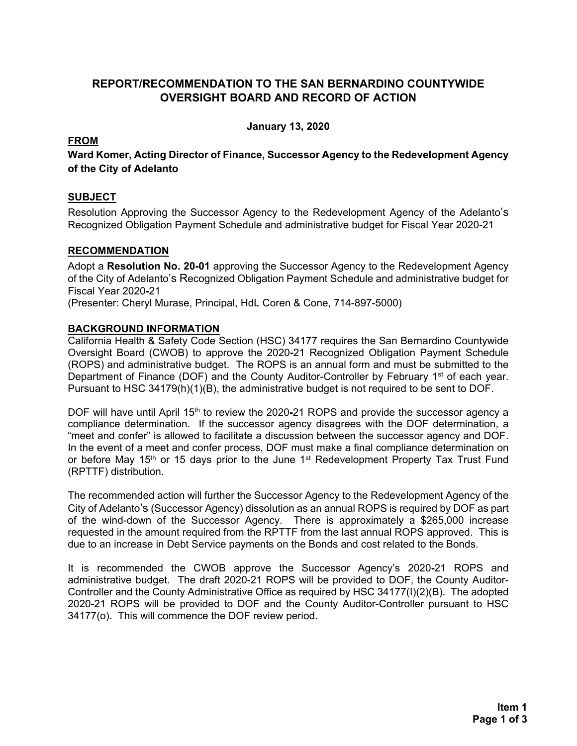# REPORT/RECOMMENDATION TO THE SAN BERNARDINO COUNTYWIDE OVERSIGHT BOARD AND RECORD OF ACTION

**January 13, 2020**

**FROM**

**Ward Komer, Acting Director of Finance, Successor Agency to the Redevelopment Agency of the City of Adelanto**

## SUBJECT

Resolution Approving the Successor Agency to the Redevelopment Agency of the Adelanto's Recognized Obligation Payment Schedule and administrative budget for Fiscal Year 2020-21

## RECOMMENDATION

Adopt a **Resolution No. 20-01** approving the Successor Agency to the Redevelopment Agency of the City of Adelanto's Recognized Obligation Payment Schedule and administrative budget for Fiscal Year 2020-21

(Presenter: Cheryl Murase, Principal, HdL Coren & Cone, 714-897-5000)

## BACKGROUND INFORMATION

California Health & Safety Code Section (HSC) 34177 requires the San Bernardino Countywide Oversight Board (CWOB) to approve the 2020-21 Recognized Obligation Payment Schedule (ROPS) and administrative budget. The ROPS is an annual form and must be submitted to the Department of Finance (DOF) and the County Auditor-Controller by February 1st of each year. Pursuant to HSC 34179(h)(1)(B), the administrative budget is not required to be sent to DOF.

DOF will have until April 15th to review the 2020-21 ROPS and provide the successor agency a compliance determination. If the successor agency disagrees with the DOF determination, a "meet and confer" is allowed to facilitate a discussion between the successor agency and DOF. In the event of a meet and confer process, DOF must make a final compliance determination on or before May 15th or 15 days prior to the June 1st Redevelopment Property Tax Trust Fund (RPTTF) distribution.

The recommended action will further the Successor Agency to the Redevelopment Agency of the City of Adelanto's (Successor Agency) dissolution as an annual ROPS is required by DOF as part of the wind-down of the Successor Agency. There is approximately a $265,000 increase requested in the amount required from the RPTTF from the last annual ROPS approved. This is due to an increase in Debt Service payments on the Bonds and cost related to the Bonds.

It is recommended the CWOB approve the Successor Agency's 2020-21 ROPS and administrative budget. The draft 2020-21 ROPS will be provided to DOF, the County Auditor-Controller and the County Administrative Office as required by HSC 34177(l)(2)(B). The adopted 2020-21 ROPS will be provided to DOF and the County Auditor-Controller pursuant to HSC 34177(o). This will commence the DOF review period.

**Item 1**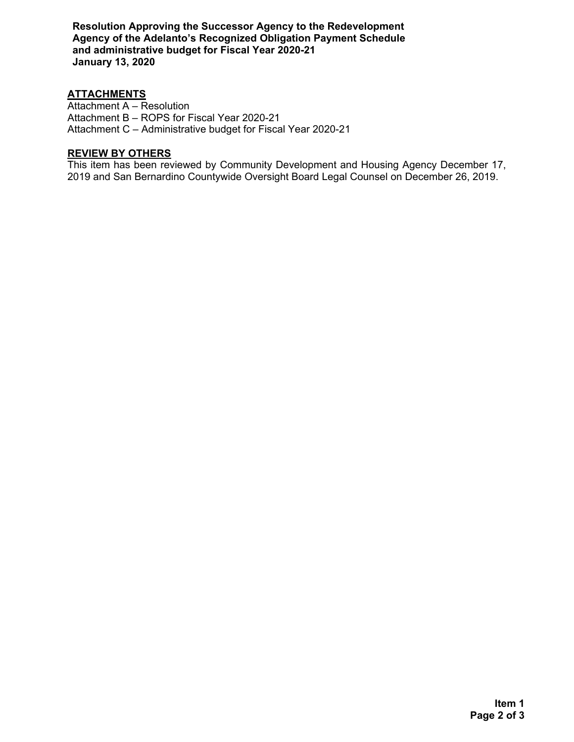## ATTACHMENTS

Attachment A – Resolution
Attachment B – ROPS for Fiscal Year 2020-21
Attachment C – Administrative budget for Fiscal Year 2020-21

## REVIEW BY OTHERS

This item has been reviewed by Community Development and Housing Agency December 17, 2019 and San Bernardino Countywide Oversight Board Legal Counsel on December 26, 2019.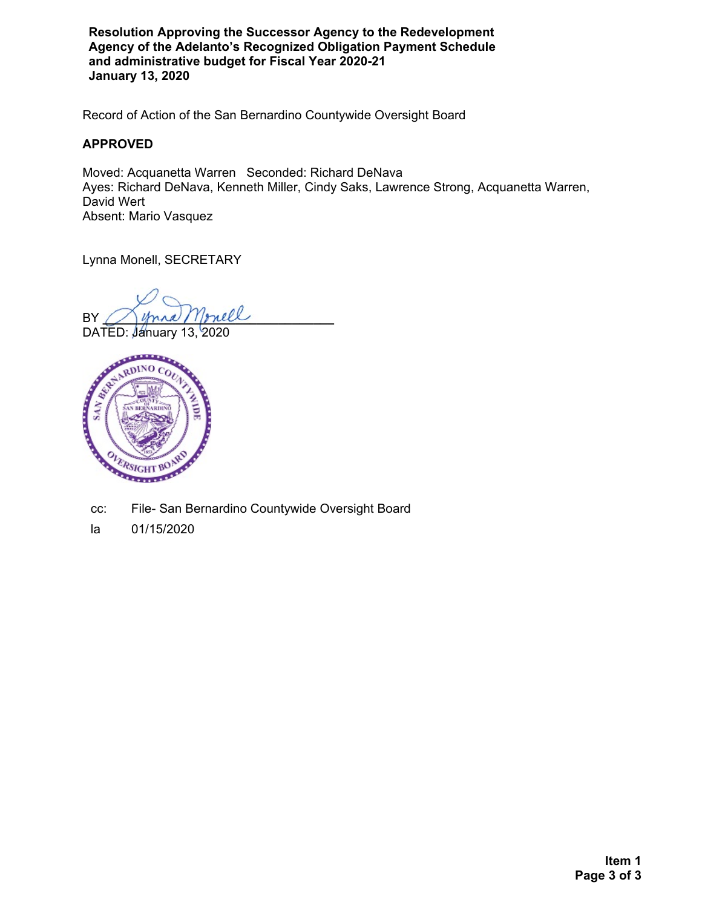**Resolution Approving the Successor Agency to the Redevelopment Agency of the Adelanto's Recognized Obligation Payment Schedule and administrative budget for Fiscal Year 2020-21**
**January 13, 2020**

Record of Action of the San Bernardino Countywide Oversight Board

**APPROVED**

Moved: Acquanetta Warren Seconded: Richard DeNava
Ayes: Richard DeNava, Kenneth Miller, Cindy Saks, Lawrence Strong, Acquanetta Warren, David Wert
Absent: Mario Vasquez

Lynna Monell, SECRETARY

BY ______________________________
DATED: January 13, 2020

cc: File- San Bernardino Countywide Oversight Board

la 01/15/2020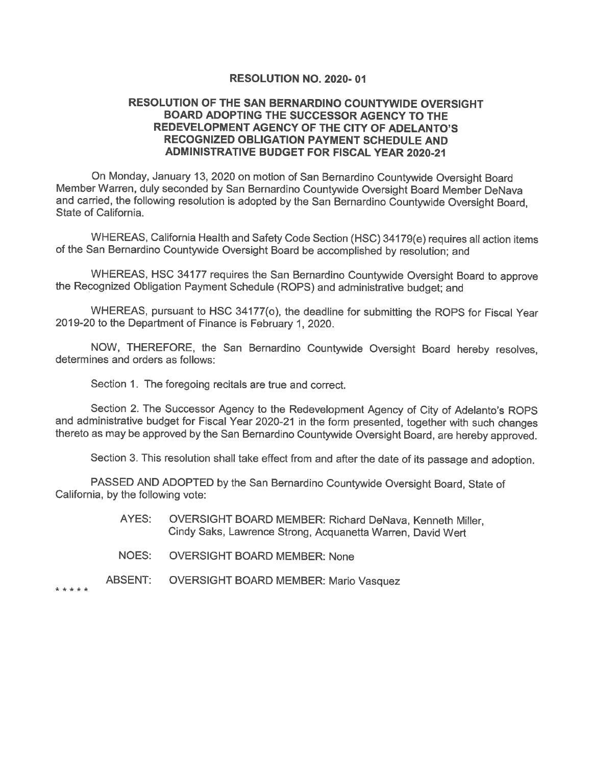**RESOLUTION NO. 2020- 01**

**RESOLUTION OF THE SAN BERNARDINO COUNTYWIDE OVERSIGHT BOARD ADOPTING THE SUCCESSOR AGENCY TO THE REDEVELOPMENT AGENCY OF THE CITY OF ADELANTO'S RECOGNIZED OBLIGATION PAYMENT SCHEDULE AND ADMINISTRATIVE BUDGET FOR FISCAL YEAR 2020-21**

On Monday, January 13, 2020 on motion of San Bernardino Countywide Oversight Board Member Warren, duly seconded by San Bernardino Countywide Oversight Board Member DeNava and carried, the following resolution is adopted by the San Bernardino Countywide Oversight Board, State of California.

WHEREAS, California Health and Safety Code Section (HSC) 34179(e) requires all action items of the San Bernardino Countywide Oversight Board be accomplished by resolution; and

WHEREAS, HSC 34177 requires the San Bernardino Countywide Oversight Board to approve the Recognized Obligation Payment Schedule (ROPS) and administrative budget; and

WHEREAS, pursuant to HSC 34177(o), the deadline for submitting the ROPS for Fiscal Year 2019-20 to the Department of Finance is February 1, 2020.

NOW, THEREFORE, the San Bernardino Countywide Oversight Board hereby resolves, determines and orders as follows:

Section 1. The foregoing recitals are true and correct.

Section 2. The Successor Agency to the Redevelopment Agency of City of Adelanto's ROPS and administrative budget for Fiscal Year 2020-21 in the form presented, together with such changes thereto as may be approved by the San Bernardino Countywide Oversight Board, are hereby approved.

Section 3. This resolution shall take effect from and after the date of its passage and adoption.

PASSED AND ADOPTED by the San Bernardino Countywide Oversight Board, State of California, by the following vote:

AYES: OVERSIGHT BOARD MEMBER: Richard DeNava, Kenneth Miller, Cindy Saks, Lawrence Strong, Acquanetta Warren, David Wert

NOES: OVERSIGHT BOARD MEMBER: None

ABSENT: OVERSIGHT BOARD MEMBER: Mario Vasquez

* * * * *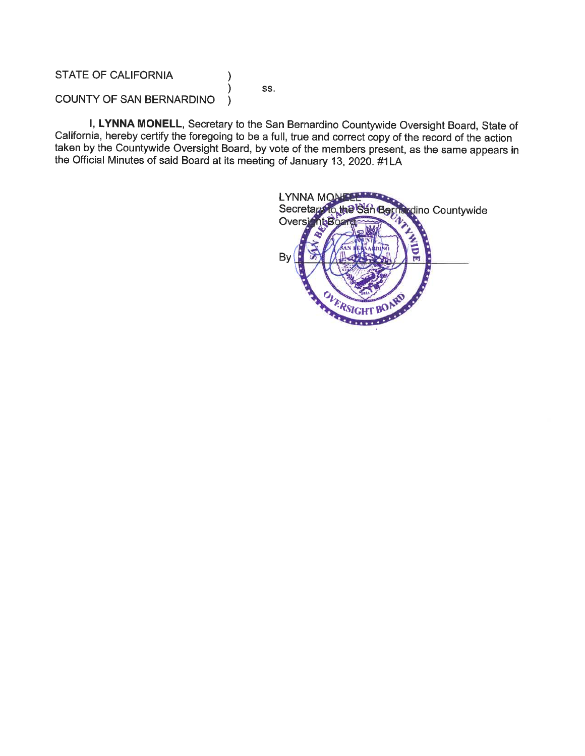STATE OF CALIFORNIA )
) ss.
COUNTY OF SAN BERNARDINO )

I, **LYNNA MONELL**, Secretary to the San Bernardino Countywide Oversight Board, State of California, hereby certify the foregoing to be a full, true and correct copy of the record of the action taken by the Countywide Oversight Board, by vote of the members present, as the same appears in the Official Minutes of said Board at its meeting of January 13, 2020. #1LA

LYNNA MONELL
Secretary to the San Bernardino Countywide Oversight Board

By ____________________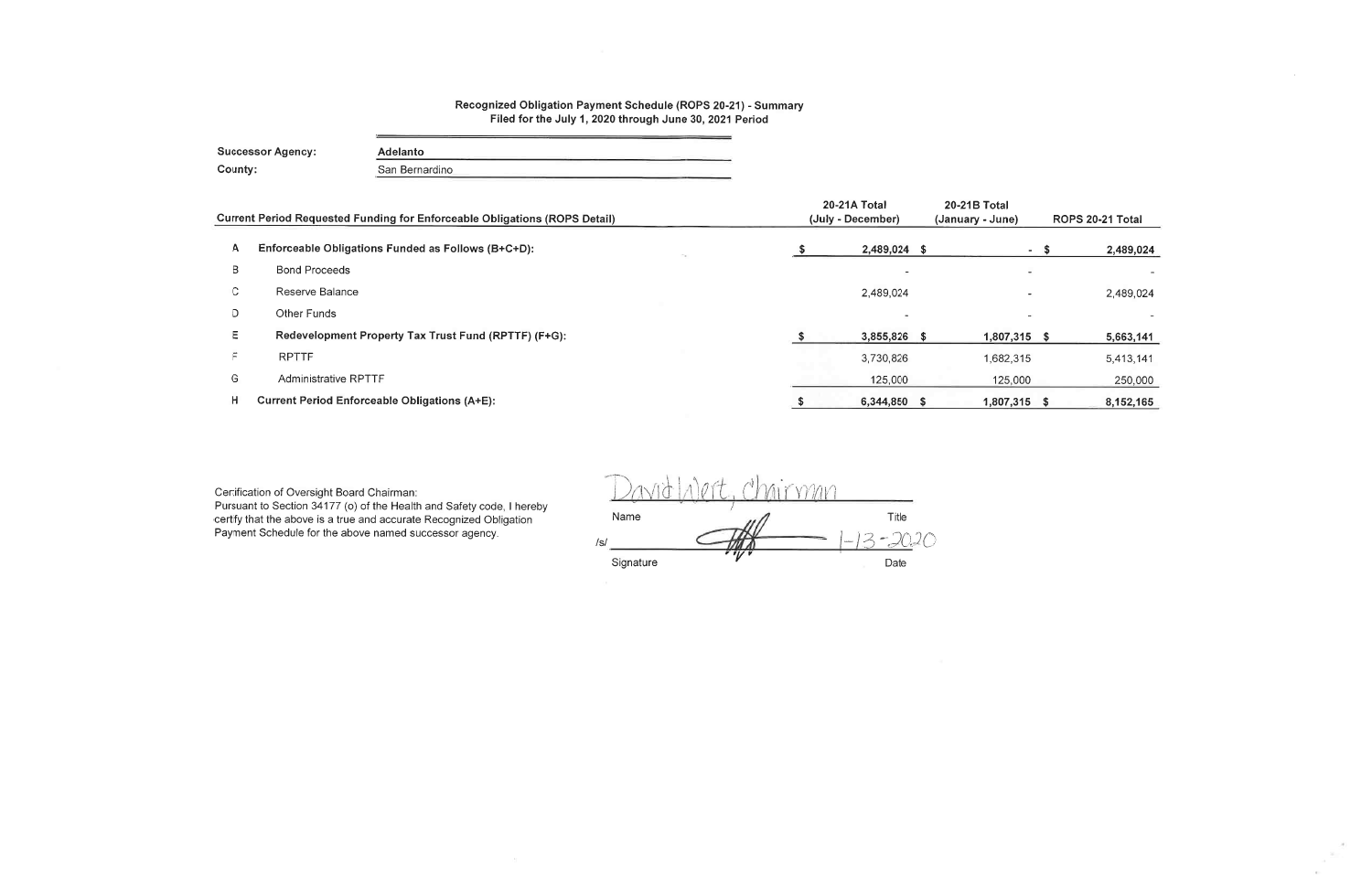**Recognized Obligation Payment Schedule (ROPS 20-21) - Summary**
**Filed for the July 1, 2020 through June 30, 2021 Period**

**Successor Agency:** Adelanto
**County:** San Bernardino

| | Current Period Requested Funding for Enforceable Obligations (ROPS Detail) | 20-21A Total (July - December) | 20-21B Total (January - June) | ROPS 20-21 Total |
|---|---|---|---|---|
| A | **Enforceable Obligations Funded as Follows (B+C+D):** | $ 2,489,024 | $ - | $ 2,489,024 |
| B | Bond Proceeds | - | - | - |
| C | Reserve Balance | 2,489,024 | - | 2,489,024 |
| D | Other Funds | - | - | - |
| E | **Redevelopment Property Tax Trust Fund (RPTTF) (F+G):** | $ 3,855,826 | $ 1,807,315 | $ 5,663,141 |
| F | RPTTF | 3,730,826 | 1,682,315 | 5,413,141 |
| G | Administrative RPTTF | 125,000 | 125,000 | 250,000 |
| H | **Current Period Enforceable Obligations (A+E):** | $ 6,344,850 | $ 1,807,315 | $ 8,152,165 |

Certification of Oversight Board Chairman:
Pursuant to Section 34177 (o) of the Health and Safety code, I hereby certify that the above is a true and accurate Recognized Obligation Payment Schedule for the above named successor agency.

David Wert, Chairman

Name Title

/s/ 1-13-2020

Signature Date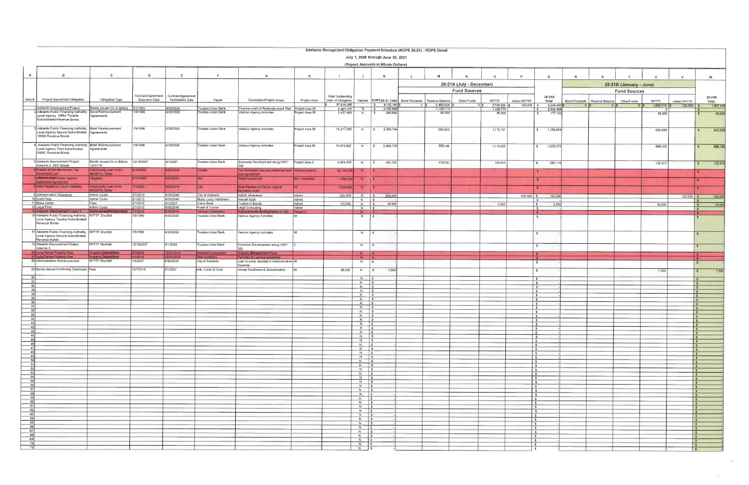# Adelanto Recognized Obligation Payment Schedule (ROPS 20-21) - ROPS Detail

July 1, 2020 through June 30, 2021

(Report Amounts in Whole Dollars)

| A | B | C | D | E | F | G | H | I | J | K | L | M | N | O | P | Q | R | S | T | U | V | W |
|---|---|---|---|---|---|---|---|---|---|---|---|---|---|---|---|---|---|---|---|---|---|---|
| | | | | | | | | | | | 20-21A (July - December) | | | | | | 20-21B (January - June) | | | | | |
| | | | | | | | | | | | Fund Sources | | | | | | Fund Sources | | | | | |
| Item # | Project Name/Debt Obligation | Obligation Type | Contract/Agreement Execution Date | Contract/Agreement Termination Date | Payee | Description/Project Scope | Project Area | Total Outstanding Debt or Obligation | Retired | ROPS 20-21 Total | Bond Proceeds | Reserve Balance | Other Funds | RPTTF | Admin RPTTF | 20-21A Total | Bond Proceeds | Reserve Balance | Other Funds | RPTTF | Admin RPTTF | 20-21B Total |
| | | | | | | | | $ 87,614,298 | | $ 8,152,165 | $ 0 | $ 2,489,024 | $ 0 | $ 3,730,826 | $ 125,000 | $ 6,344,850 | $ 0 | $ 0 | $ 0 | $ 1,682,315 | $ 125,000 | $ 1,807,315 |
| 1 | Adelanto Improvement Project | Bonds Issued On or Before | 1/1/1993 | 6/30/2024 | Trustee-Union Bank | Finance costs of Redevelopment Plan | Project Area 95 | 4,901,300 | N | $ 2,334,888 | | 1,108,113 | | 1,226,775 | | $ 2,334,888 | | | | 0 | | $ - |
| 2 | Adelanto Public Financing Authority, Local Agency 1995A Taxable Subordinated Revenue Bonds | Bond Reimbursement Agreements | 1/9/1996 | 6/30/2026 | Trustee-Union Bank | Various Agency Activities | Project Area 95 | 3,437,400 | N | $ 265,680 | | 88,560 | | 88,560 | | $ 177,120 | | | | 88,560 | | $ 88,560 |
| 3 | Adelanto Public Financing Authority, Local Agency Second Subordinated 1995B Revenue Bonds | Bond Reimbursement Agreements | 1/9/1996 | 6/30/2026 | Trustee-Union Bank | Various Agency Activities | Project Area 95 | 15,217,285 | N | $ 2,364,744 | | 586,903 | | 1,172,151 | | $ 1,759,054 | | | | 605,690 | | $ 605,690 |
| 4 | Adelanto Public Financing Authority, Local Agency Third Subordinated 1995C Revenue Bonds | Bond Reimbursement Agreements | 1/9/1996 | 6/30/2026 | Trustee-Union Bank | Various Agency Activities | Project Area 95 | 15,619,692 | N | $ 2,489,723 | | 535,148 | | 1,115,425 | | $ 1,650,573 | | | | 839,150 | | $ 839,150 |
| 5 | Adelanto Improvement Project, Area No.3, 2007 Bonds | Bonds Issued On or Before 12/31/10 | 12/19/2007 | 9/1/2037 | Trustee-Union Bank | Economic Development along HWY 395 | Project Area 3 | 4,459,430 | N | $ 421,130 | | 170,300 | | 125,415 | | $ 295,715 | | | | 125,415 | | $ 125,415 |
| 6 | County of San Bernardino Tax Increment Loan | City/County Loan (Prior 06/28/11), Other | 6/18/2005 | 6/30/2014 | County | Tax Increment loan per settlement and loan agreement | Various projects | 38,144,206 | N | $ - | | | | | | $ - | | | | | | $ - |
| 7 | Intermountain Power Agency Settlement Agreement | Litigation | 6/15/2005 | 6/30/2014 | IPA | Settle Agreement | 80-1 Amended | 1,989,390 | N | $ - | | | | | | $ - | | | | | | $ - |
| 8 | Note Payable to City of Adelanto | City/County Loan (Prior 06/28/11), Other | 1/1/2003 | 6/30/2014 | City | Note Payable to City for original formation costs | All | 2,524,245 | N | $ - | | | | | | $ - | | | | | | $ - |
| 9 | Administration Allowance | Admin Costs | 2/1/2012 | 6/30/2049 | City of Adelanto | Admin Allowance | Admin | 250,000 | N | $ 250,000 | | | | | 125,000 | $ 125,000 | | | | | 125,000 | $ 125,000 |
| 10 | Audit Fees | Admin Costs | 2/1/2012 | 6/30/2049 | Moss, Levy, Hartzheim | Annual Audit | Admin | | N | $ - | | | | | | $ - | | | | | | $ - |
| 11 | Bond Admin | Fees | 2/1/2012 | 9/1/2037 | Union Bank | Trustee of Bonds | Admin | 153,000 | N | $ 18,500 | | | | 2,500 | | $ 2,500 | | | | 16,000 | | $ 16,000 |
| 12 | Legal Fees | Admin Costs | 2/1/2012 | 6/30/2049 | Rutan & Tucker | Legal Consulting | Admin | | N | $ - | | | | | | $ - | | | | | | $ - |
| 15 | Adelanto Improvement Project 3 | Improvement/Infrastructure | 1/1/2014 | 6/30/2014 | Various Contractors | Improvements developments on 395 | Project 3 | | N | $ - | | | | | | $ - | | | | | | $ - |
| 16 | Adelanto Public Financing Authority, Local Agency Taxable Subordinated Revenue Bonds | RPTTF Shortfall | 1/9/1996 | 6/30/2026 | Trustee-Union Bank | Various Agency Activities | 95 | | N | $ - | | | | | | $ - | | | | | | $ - |
| 17 | Adelanto Public Financing Authority, Local Agency Second Subordinated Revenue Bonds | RPTTF Shortfall | 1/9/1996 | 6/30/2026 | Trustee-Union Bank | Various Agency Activities | 95 | | N | $ - | | | | | | $ - | | | | | | $ - |
| 18 | Adelanto Improvement Project, Area No.3 | RPTTF Shortfall | 12/19/2007 | 9/1/2008 | Trustee-Union Bank | Economic Development along HWY 395 | 3 | | N | $ - | | | | | | $ - | | | | | | $ - |
| 25 | Long Range Property Plan | Property Dispositions | 3/1/2014 | 12/31/2014 | Kosmont Companies | Property Management Plans | | | N | $ - | | | | | | $ - | | | | | | $ - |
| 27 | Long Range Property Plan | Property Dispositions | 1/1/2014 | 12/31/2014 | Title Company | Pull titles for various properties | | | N | $ - | | | | | | $ - | | | | | | $ - |
| 28 | Administrative Reimbursement | RPTTF Shortfall | 1/3/2017 | 6/30/2049 | City of Adelanto | Loan to cover shortfall in Administrative Expense | All | | N | $ - | | | | | | $ - | | | | | | $ - |
| 29 | Bonds Annual Continuing Disclosure | Fees | 12/7/2016 | 9/1/2037 | HdL Coren & Cone | Annual Disclosure & Dissemination | All | 88,550 | N | $ 7,500 | | | | | | $ - | | | | 7,500 | | $ 7,500 |
| 30 | | | | | | | | | N | $ - | | | | | | $ - | | | | | | $ - |
| 31 | | | | | | | | | N | $ - | | | | | | $ - | | | | | | $ - |
| 32 | | | | | | | | | N | $ - | | | | | | $ - | | | | | | $ - |
| 33 | | | | | | | | | N | $ - | | | | | | $ - | | | | | | $ - |
| 34 | | | | | | | | | N | $ - | | | | | | $ - | | | | | | $ - |
| 35 | | | | | | | | | N | $ - | | | | | | $ - | | | | | | $ - |
| 36 | | | | | | | | | N | $ - | | | | | | $ - | | | | | | $ - |
| 37 | | | | | | | | | N | $ - | | | | | | $ - | | | | | | $ - |
| 38 | | | | | | | | | N | $ - | | | | | | $ - | | | | | | $ - |
| 39 | | | | | | | | | N | $ - | | | | | | $ - | | | | | | $ - |
| 40 | | | | | | | | | N | $ - | | | | | | $ - | | | | | | $ - |
| 41 | | | | | | | | | N | $ - | | | | | | $ - | | | | | | $ - |
| 42 | | | | | | | | | N | $ - | | | | | | $ - | | | | | | $ - |
| 43 | | | | | | | | | N | $ - | | | | | | $ - | | | | | | $ - |
| 44 | | | | | | | | | N | $ - | | | | | | $ - | | | | | | $ - |
| 45 | | | | | | | | | N | $ - | | | | | | $ - | | | | | | $ - |
| 46 | | | | | | | | | N | $ - | | | | | | $ - | | | | | | $ - |
| 47 | | | | | | | | | N | $ - | | | | | | $ - | | | | | | $ - |
| 48 | | | | | | | | | N | $ - | | | | | | $ - | | | | | | $ - |
| 49 | | | | | | | | | N | $ - | | | | | | $ - | | | | | | $ - |
| 50 | | | | | | | | | N | $ - | | | | | | $ - | | | | | | $ - |
| 51 | | | | | | | | | N | $ - | | | | | | $ - | | | | | | $ - |
| 52 | | | | | | | | | N | $ - | | | | | | $ - | | | | | | $ - |
| 53 | | | | | | | | | N | $ - | | | | | | $ - | | | | | | $ - |
| 54 | | | | | | | | | N | $ - | | | | | | $ - | | | | | | $ - |
| 55 | | | | | | | | | N | $ - | | | | | | $ - | | | | | | $ - |
| 56 | | | | | | | | | N | $ - | | | | | | $ - | | | | | | $ - |
| 57 | | | | | | | | | N | $ - | | | | | | $ - | | | | | | $ - |
| 58 | | | | | | | | | N | $ - | | | | | | $ - | | | | | | $ - |
| 59 | | | | | | | | | N | $ - | | | | | | $ - | | | | | | $ - |
| 60 | | | | | | | | | N | $ - | | | | | | $ - | | | | | | $ - |
| 61 | | | | | | | | | N | $ - | | | | | | $ - | | | | | | $ - |
| 62 | | | | | | | | | N | $ - | | | | | | $ - | | | | | | $ - |
| 63 | | | | | | | | | N | $ - | | | | | | $ - | | | | | | $ - |
| 64 | | | | | | | | | N | $ - | | | | | | $ - | | | | | | $ - |
| 65 | | | | | | | | | N | $ - | | | | | | $ - | | | | | | $ - |
| 66 | | | | | | | | | N | $ - | | | | | | $ - | | | | | | $ - |
| 67 | | | | | | | | | N | $ - | | | | | | $ - | | | | | | $ - |
| 68 | | | | | | | | | N | $ - | | | | | | $ - | | | | | | $ - |
| 69 | | | | | | | | | N | $ - | | | | | | $ - | | | | | | $ - |
| 70 | | | | | | | | | N | $ - | | | | | | $ - | | | | | | $ - |
| 71 | | | | | | | | | N | $ - | | | | | | $ - | | | | | | $ - |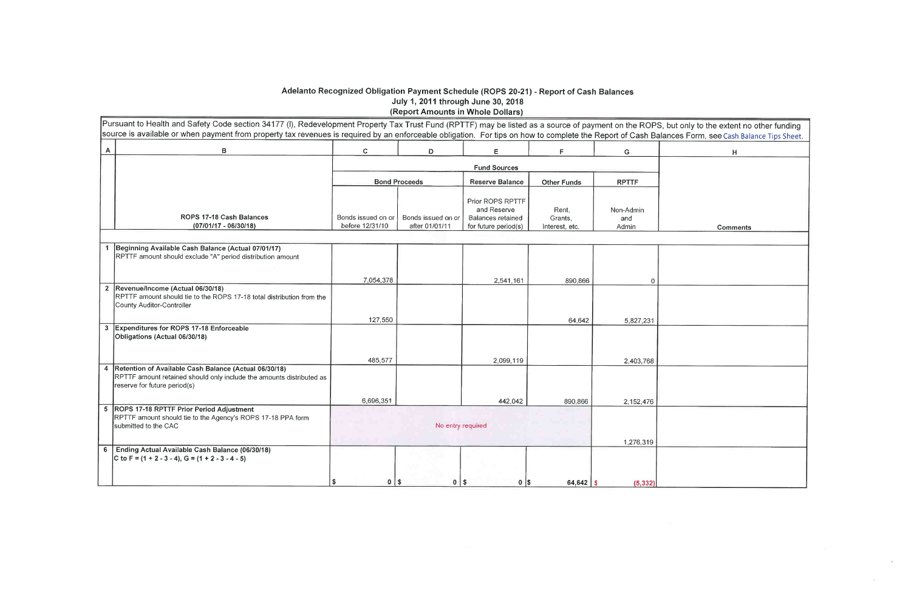**Adelanto Recognized Obligation Payment Schedule (ROPS 20-21) - Report of Cash Balances**
**July 1, 2011 through June 30, 2018**
**(Report Amounts in Whole Dollars)**

Pursuant to Health and Safety Code section 34177 (l), Redevelopment Property Tax Trust Fund (RPTTF) may be listed as a source of payment on the ROPS, but only to the extent no other funding source is available or when payment from property tax revenues is required by an enforceable obligation. For tips on how to complete the Report of Cash Balances Form, see Cash Balance Tips Sheet.

| A | B | C | D | E | F | G | H |
|---|---|---|---|---|---|---|---|
| | | **Fund Sources** | | | | | |
| | | **Bond Proceeds** | | **Reserve Balance** | **Other Funds** | **RPTTF** | |
| | **ROPS 17-18 Cash Balances (07/01/17 - 06/30/18)** | Bonds issued on or before 12/31/10 | Bonds issued on or after 01/01/11 | Prior ROPS RPTTF and Reserve Balances retained for future period(s) | Rent, Grants, Interest, etc. | Non-Admin and Admin | **Comments** |
| 1 | **Beginning Available Cash Balance (Actual 07/01/17)** RPTTF amount should exclude "A" period distribution amount | 7,054,378 | | 2,541,161 | 890,866 | 0 | |
| 2 | **Revenue/Income (Actual 06/30/18)** RPTTF amount should tie to the ROPS 17-18 total distribution from the County Auditor-Controller | 127,550 | | | 64,642 | 5,827,231 | |
| 3 | **Expenditures for ROPS 17-18 Enforceable Obligations (Actual 06/30/18)** | 485,577 | | 2,099,119 | | 2,403,768 | |
| 4 | **Retention of Available Cash Balance (Actual 06/30/18)** RPTTF amount retained should only include the amounts distributed as reserve for future period(s) | 6,696,351 | | 442,042 | 890,866 | 2,152,476 | |
| 5 | **ROPS 17-18 RPTTF Prior Period Adjustment** RPTTF amount should tie to the Agency's ROPS 17-18 PPA form submitted to the CAC | No entry required | | | | 1,276,319 | |
| 6 | **Ending Actual Available Cash Balance (06/30/18)** C to F = (1 + 2 - 3 - 4), G = (1 + 2 - 3 - 4 - 5) | $ 0 | $ 0 | $ 0 | $ 64,642 | $ (5,332) | |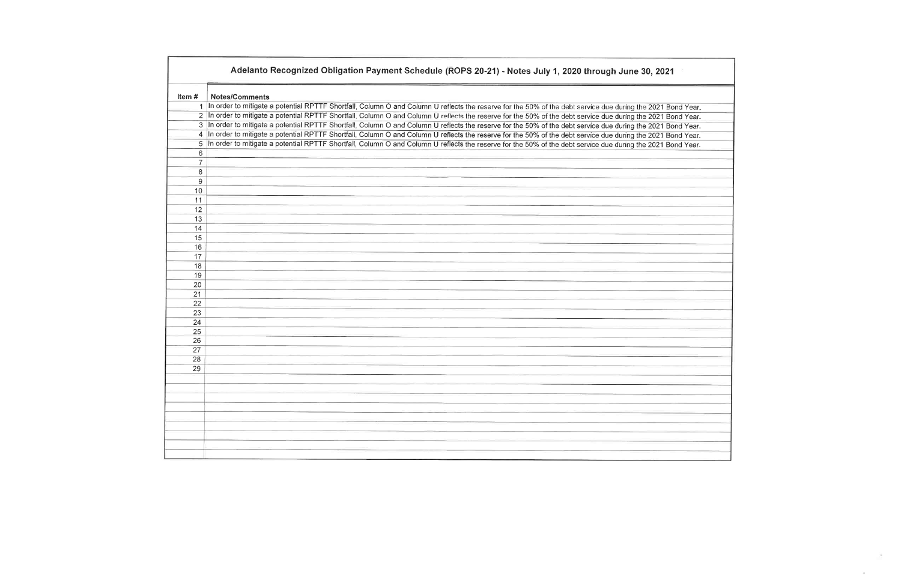# Adelanto Recognized Obligation Payment Schedule (ROPS 20-21) - Notes July 1, 2020 through June 30, 2021

| Item # | Notes/Comments |
|---|---|
| 1 | In order to mitigate a potential RPTTF Shortfall, Column O and Column U reflects the reserve for the 50% of the debt service due during the 2021 Bond Year. |
| 2 | In order to mitigate a potential RPTTF Shortfall, Column O and Column U reflects the reserve for the 50% of the debt service due during the 2021 Bond Year. |
| 3 | In order to mitigate a potential RPTTF Shortfall, Column O and Column U reflects the reserve for the 50% of the debt service due during the 2021 Bond Year. |
| 4 | In order to mitigate a potential RPTTF Shortfall, Column O and Column U reflects the reserve for the 50% of the debt service due during the 2021 Bond Year. |
| 5 | In order to mitigate a potential RPTTF Shortfall, Column O and Column U reflects the reserve for the 50% of the debt service due during the 2021 Bond Year. |
| 6 | |
| 7 | |
| 8 | |
| 9 | |
| 10 | |
| 11 | |
| 12 | |
| 13 | |
| 14 | |
| 15 | |
| 16 | |
| 17 | |
| 18 | |
| 19 | |
| 20 | |
| 21 | |
| 22 | |
| 23 | |
| 24 | |
| 25 | |
| 26 | |
| 27 | |
| 28 | |
| 29 | |